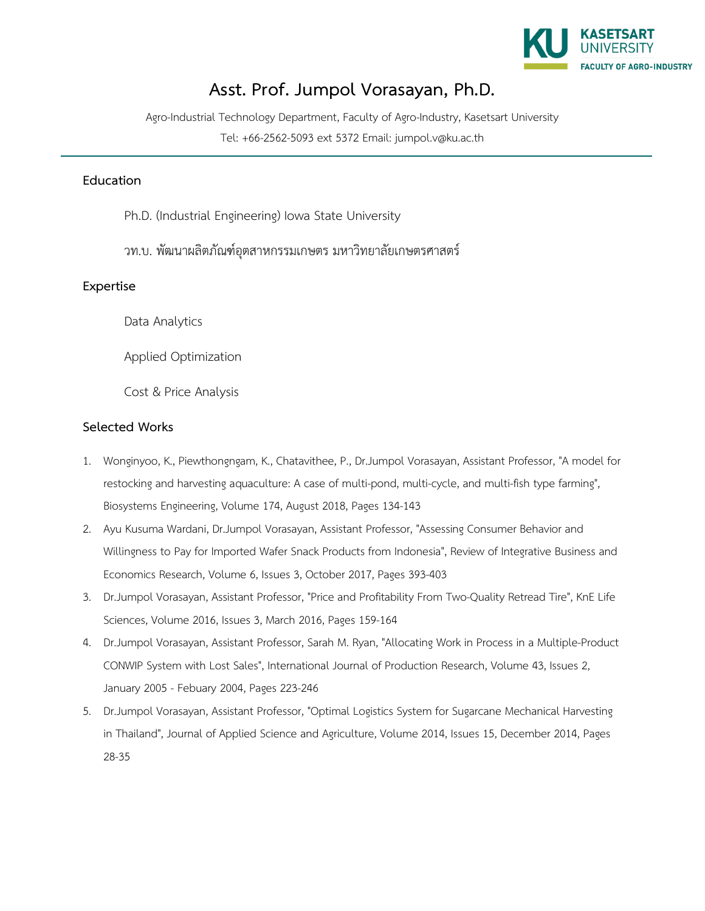# Asst. Prof. Jumpol Vorasayan, Ph.D.

Agro-Industrial Technology Department, Faculty of Agro-Industry, Kasetsart University

Tel: +66-2562-5093 ext 5372 Email: jumpol.v@ku.ac.th

## Education

Ph.D. (Industrial Engineering) Iowa State University

วท.บ. พัฒนาผลิตภัณฑ์อุตสาหกรรมเกษตร มหาวิทยาลัยเกษตรศาสตร์

## Expertise

Data Analytics

Applied Optimization

Cost & Price Analysis

## Selected Works

1. Wonginyoo, K., Piewthongngam, K., Chatavithee, P., Dr.Jumpol Vorasayan, Assistant Professor, "A model for restocking and harvesting aquaculture: A case of multi-pond, multi-cycle, and multi-fish type farming", Biosystems Engineering, Volume 174, August 2018, Pages 134-143
2. Ayu Kusuma Wardani, Dr.Jumpol Vorasayan, Assistant Professor, "Assessing Consumer Behavior and Willingness to Pay for Imported Wafer Snack Products from Indonesia", Review of Integrative Business and Economics Research, Volume 6, Issues 3, October 2017, Pages 393-403
3. Dr.Jumpol Vorasayan, Assistant Professor, "Price and Profitability From Two-Quality Retread Tire", KnE Life Sciences, Volume 2016, Issues 3, March 2016, Pages 159-164
4. Dr.Jumpol Vorasayan, Assistant Professor, Sarah M. Ryan, "Allocating Work in Process in a Multiple-Product CONWIP System with Lost Sales", International Journal of Production Research, Volume 43, Issues 2, January 2005 - Febuary 2004, Pages 223-246
5. Dr.Jumpol Vorasayan, Assistant Professor, "Optimal Logistics System for Sugarcane Mechanical Harvesting in Thailand", Journal of Applied Science and Agriculture, Volume 2014, Issues 15, December 2014, Pages 28-35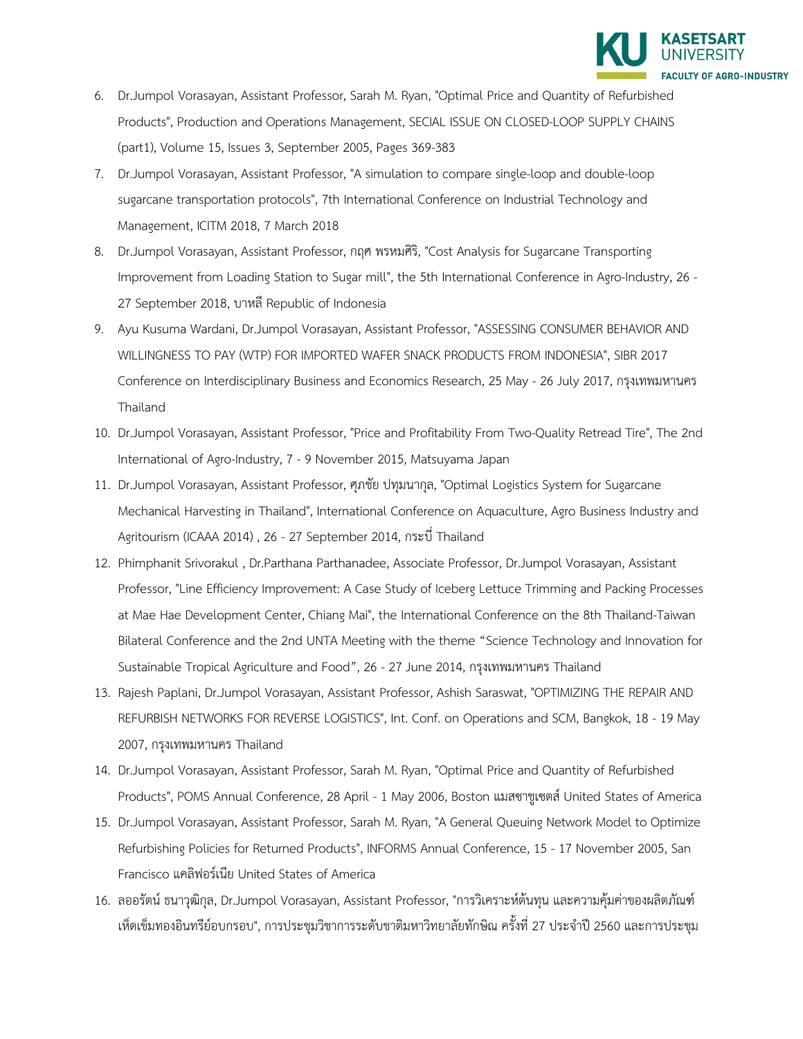6. Dr.Jumpol Vorasayan, Assistant Professor, Sarah M. Ryan, "Optimal Price and Quantity of Refurbished Products", Production and Operations Management, SECIAL ISSUE ON CLOSED-LOOP SUPPLY CHAINS (part1), Volume 15, Issues 3, September 2005, Pages 369-383
7. Dr.Jumpol Vorasayan, Assistant Professor, "A simulation to compare single-loop and double-loop sugarcane transportation protocols", 7th International Conference on Industrial Technology and Management, ICITM 2018, 7 March 2018
8. Dr.Jumpol Vorasayan, Assistant Professor, กฤศ พรหมศิริ, "Cost Analysis for Sugarcane Transporting Improvement from Loading Station to Sugar mill", the 5th International Conference in Agro-Industry, 26 - 27 September 2018, บาหลี Republic of Indonesia
9. Ayu Kusuma Wardani, Dr.Jumpol Vorasayan, Assistant Professor, "ASSESSING CONSUMER BEHAVIOR AND WILLINGNESS TO PAY (WTP) FOR IMPORTED WAFER SNACK PRODUCTS FROM INDONESIA", SIBR 2017 Conference on Interdisciplinary Business and Economics Research, 25 May - 26 July 2017, กรุงเทพมหานคร Thailand
10. Dr.Jumpol Vorasayan, Assistant Professor, "Price and Profitability From Two-Quality Retread Tire", The 2nd International of Agro-Industry, 7 - 9 November 2015, Matsuyama Japan
11. Dr.Jumpol Vorasayan, Assistant Professor, ศุภชัย ปทุมนากุล, "Optimal Logistics System for Sugarcane Mechanical Harvesting in Thailand", International Conference on Aquaculture, Agro Business Industry and Agritourism (ICAAA 2014) , 26 - 27 September 2014, กระบี่ Thailand
12. Phimphanit Srivorakul , Dr.Parthana Parthanadee, Associate Professor, Dr.Jumpol Vorasayan, Assistant Professor, "Line Efficiency Improvement: A Case Study of Iceberg Lettuce Trimming and Packing Processes at Mae Hae Development Center, Chiang Mai", the International Conference on the 8th Thailand-Taiwan Bilateral Conference and the 2nd UNTA Meeting with the theme "Science Technology and Innovation for Sustainable Tropical Agriculture and Food", 26 - 27 June 2014, กรุงเทพมหานคร Thailand
13. Rajesh Paplani, Dr.Jumpol Vorasayan, Assistant Professor, Ashish Saraswat, "OPTIMIZING THE REPAIR AND REFURBISH NETWORKS FOR REVERSE LOGISTICS", Int. Conf. on Operations and SCM, Bangkok, 18 - 19 May 2007, กรุงเทพมหานคร Thailand
14. Dr.Jumpol Vorasayan, Assistant Professor, Sarah M. Ryan, "Optimal Price and Quantity of Refurbished Products", POMS Annual Conference, 28 April - 1 May 2006, Boston แมสซาชูเซตส์ United States of America
15. Dr.Jumpol Vorasayan, Assistant Professor, Sarah M. Ryan, "A General Queuing Network Model to Optimize Refurbishing Policies for Returned Products", INFORMS Annual Conference, 15 - 17 November 2005, San Francisco แคลิฟอร์เนีย United States of America
16. ลออรัตน์ ธนาวุฒิกุล, Dr.Jumpol Vorasayan, Assistant Professor, "การวิเคราะห์ต้นทุน และความคุ้มค่าของผลิตภัณฑ์เห็ดเข็มทองอินทรีย์อบกรอบ", การประชุมวิชาการระดับชาติมหาวิทยาลัยทักษิณ ครั้งที่ 27 ประจำปี 2560 และการประชุม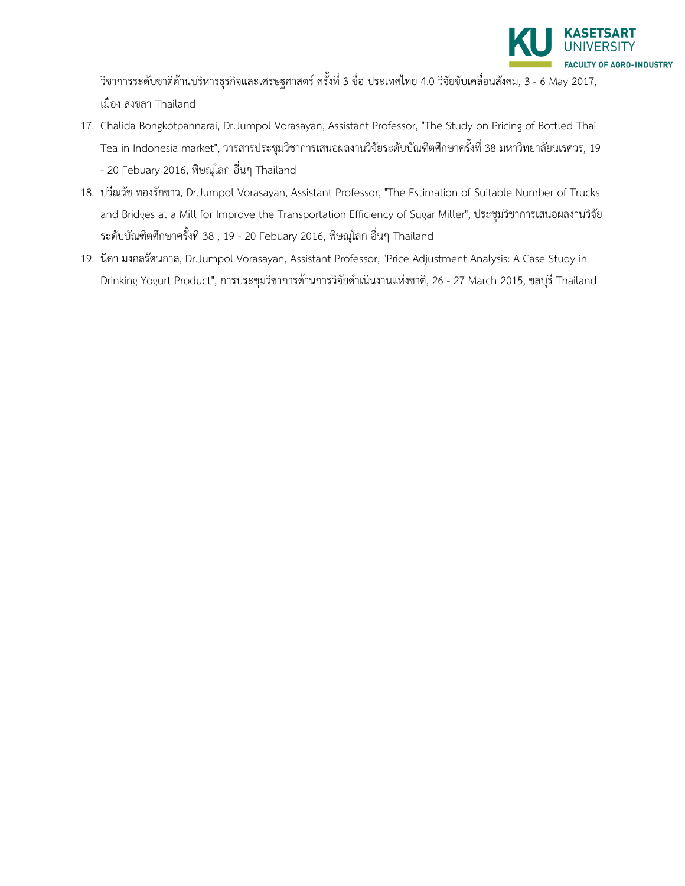วิชาการระดับชาติด้านบริหารธุรกิจและเศรษฐศาสตร์ ครั้งที่ 3 ชื่อ ประเทศไทย 4.0 วิจัยขับเคลื่อนสังคม, 3 - 6 May 2017, เมือง สงขลา Thailand

17. Chalida Bongkotpannarai, Dr.Jumpol Vorasayan, Assistant Professor, "The Study on Pricing of Bottled Thai Tea in Indonesia market", วารสารประชุมวิชาการเสนอผลงานวิจัยระดับบัณฑิตศึกษาครั้งที่ 38 มหาวิทยาลัยนเรศวร, 19 - 20 Febuary 2016, พิษณุโลก อื่นๆ Thailand
18. ปวีณวัช ทองรักขาว, Dr.Jumpol Vorasayan, Assistant Professor, "The Estimation of Suitable Number of Trucks and Bridges at a Mill for Improve the Transportation Efficiency of Sugar Miller", ประชุมวิชาการเสนอผลงานวิจัยระดับบัณฑิตศึกษาครั้งที่ 38 , 19 - 20 Febuary 2016, พิษณุโลก อื่นๆ Thailand
19. นิดา มงคลรัตนกาล, Dr.Jumpol Vorasayan, Assistant Professor, "Price Adjustment Analysis: A Case Study in Drinking Yogurt Product", การประชุมวิชาการด้านการวิจัยดำเนินงานแห่งชาติ, 26 - 27 March 2015, ชลบุรี Thailand